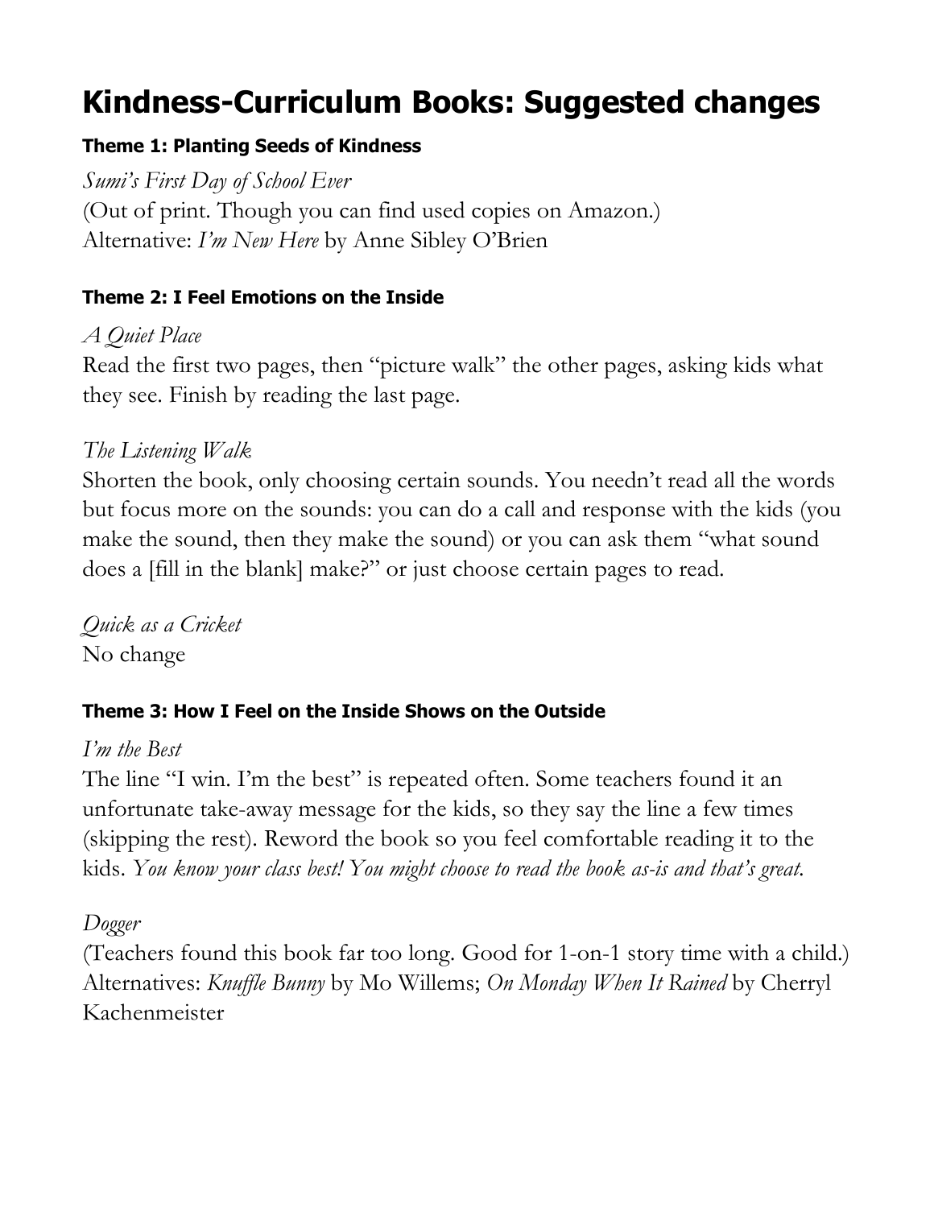# Kindness-Curriculum Books: Suggested changes

### Theme 1: Planting Seeds of Kindness

*Sumi's First Day of School Ever*
(Out of print. Though you can find used copies on Amazon.)
Alternative: *I'm New Here* by Anne Sibley O'Brien

### Theme 2: I Feel Emotions on the Inside

*A Quiet Place*
Read the first two pages, then "picture walk" the other pages, asking kids what they see. Finish by reading the last page.

*The Listening Walk*
Shorten the book, only choosing certain sounds. You needn't read all the words but focus more on the sounds: you can do a call and response with the kids (you make the sound, then they make the sound) or you can ask them "what sound does a [fill in the blank] make?" or just choose certain pages to read.

*Quick as a Cricket*
No change

### Theme 3: How I Feel on the Inside Shows on the Outside

*I'm the Best*
The line "I win. I'm the best" is repeated often. Some teachers found it an unfortunate take-away message for the kids, so they say the line a few times (skipping the rest). Reword the book so you feel comfortable reading it to the kids. *You know your class best! You might choose to read the book as-is and that's great.*

*Dogger*
(Teachers found this book far too long. Good for 1-on-1 story time with a child.)
Alternatives: *Knuffle Bunny* by Mo Willems; *On Monday When It Rained* by Cherryl Kachenmeister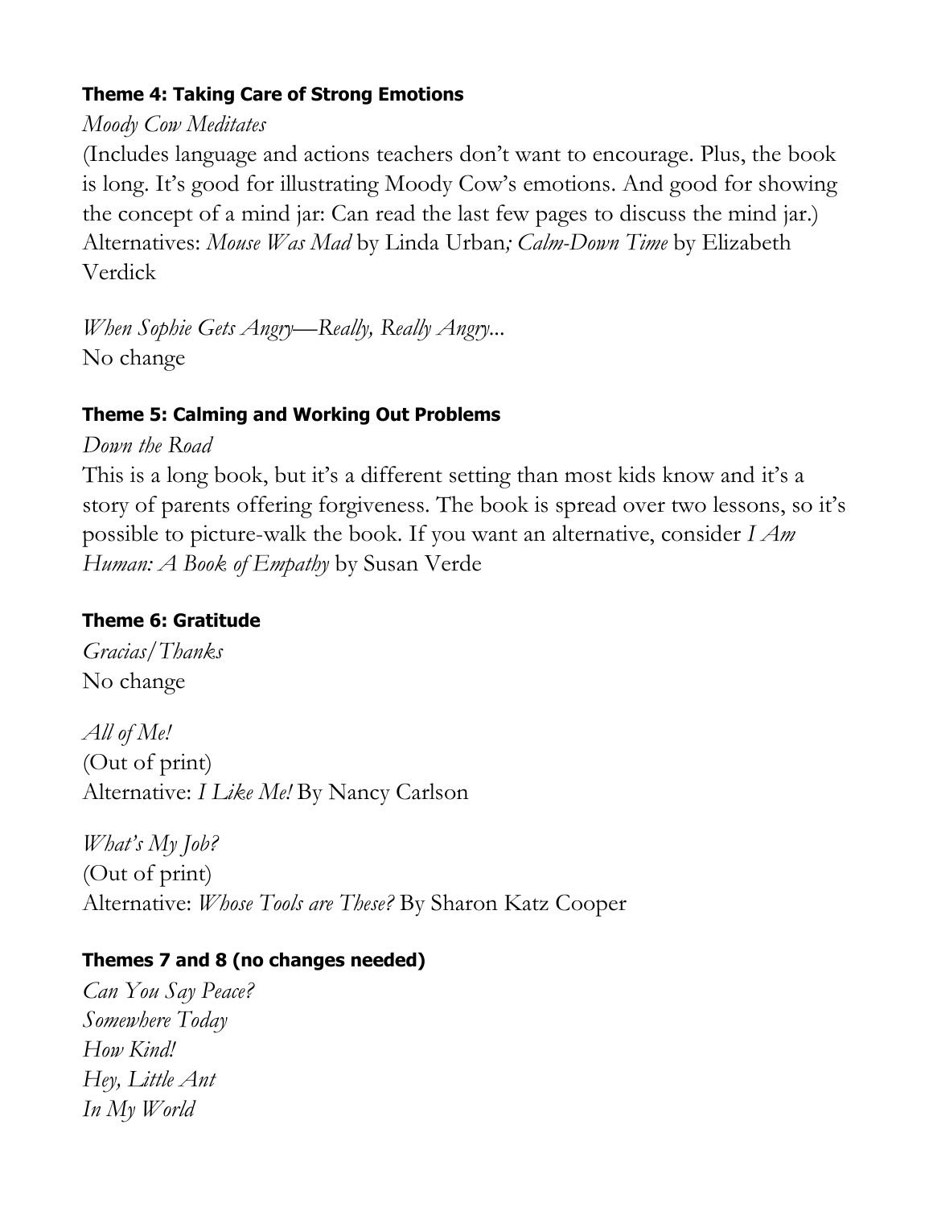### Theme 4: Taking Care of Strong Emotions

*Moody Cow Meditates*

(Includes language and actions teachers don't want to encourage. Plus, the book is long. It's good for illustrating Moody Cow's emotions. And good for showing the concept of a mind jar: Can read the last few pages to discuss the mind jar.)

Alternatives: *Mouse Was Mad* by Linda Urban*;* *Calm-Down Time* by Elizabeth Verdick

*When Sophie Gets Angry—Really, Really Angry...*

No change

### Theme 5: Calming and Working Out Problems

*Down the Road*

This is a long book, but it's a different setting than most kids know and it's a story of parents offering forgiveness. The book is spread over two lessons, so it's possible to picture-walk the book. If you want an alternative, consider *I Am Human: A Book of Empathy* by Susan Verde

### Theme 6: Gratitude

*Gracias/Thanks*

No change

*All of Me!*

(Out of print)

Alternative: *I Like Me!* By Nancy Carlson

*What's My Job?*

(Out of print)

Alternative: *Whose Tools are These?* By Sharon Katz Cooper

### Themes 7 and 8 (no changes needed)

*Can You Say Peace?*

*Somewhere Today*

*How Kind!*

*Hey, Little Ant*

*In My World*